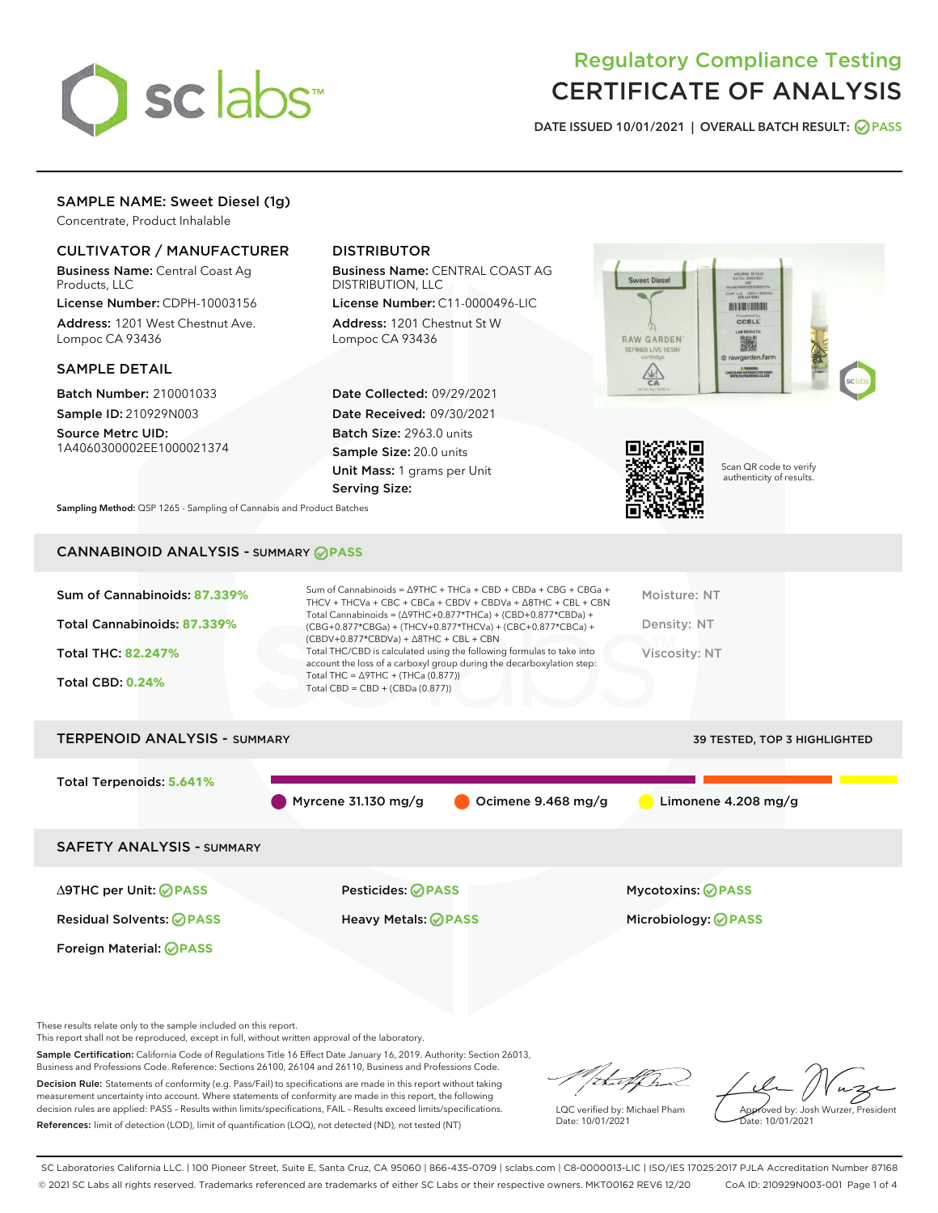# Regulatory Compliance Testing
# CERTIFICATE OF ANALYSIS

DATE ISSUED 10/01/2021 | OVERALL BATCH RESULT: PASS

## SAMPLE NAME: Sweet Diesel (1g)

Concentrate, Product Inhalable

### CULTIVATOR / MANUFACTURER

**Business Name:** Central Coast Ag Products, LLC
**License Number:** CDPH-10003156
**Address:** 1201 West Chestnut Ave. Lompoc CA 93436

### DISTRIBUTOR

**Business Name:** CENTRAL COAST AG DISTRIBUTION, LLC
**License Number:** C11-0000496-LIC
**Address:** 1201 Chestnut St W Lompoc CA 93436

### SAMPLE DETAIL

**Batch Number:** 210001033
**Sample ID:** 210929N003
**Source Metrc UID:** 1A4060300002EE1000021374

**Date Collected:** 09/29/2021
**Date Received:** 09/30/2021
**Batch Size:** 2963.0 units
**Sample Size:** 20.0 units
**Unit Mass:** 1 grams per Unit
**Serving Size:**

Scan QR code to verify authenticity of results.

**Sampling Method:** QSP 1265 - Sampling of Cannabis and Product Batches

## CANNABINOID ANALYSIS - SUMMARY PASS

Sum of Cannabinoids: **87.339%**
Total Cannabinoids: **87.339%**
Total THC: **82.247%**
Total CBD: **0.24%**

Sum of Cannabinoids = Δ9THC + THCa + CBD + CBDa + CBG + CBGa + THCV + THCVa + CBC + CBCa + CBDV + CBDVa + Δ8THC + CBL + CBN
Total Cannabinoids = (Δ9THC+0.877*THCa) + (CBD+0.877*CBDa) + (CBG+0.877*CBGa) + (THCV+0.877*THCVa) + (CBC+0.877*CBCa) + (CBDV+0.877*CBDVa) + Δ8THC + CBL + CBN
Total THC/CBD is calculated using the following formulas to take into account the loss of a carboxyl group during the decarboxylation step:
Total THC = Δ9THC + (THCa (0.877))
Total CBD = CBD + (CBDa (0.877))

Moisture: NT
Density: NT
Viscosity: NT

## TERPENOID ANALYSIS - SUMMARY

39 TESTED, TOP 3 HIGHLIGHTED

Total Terpenoids: **5.641%**

Myrcene 31.130 mg/g
Ocimene 9.468 mg/g
Limonene 4.208 mg/g

## SAFETY ANALYSIS - SUMMARY

| | | |
|---|---|---|
| Δ9THC per Unit: PASS | Pesticides: PASS | Mycotoxins: PASS |
| Residual Solvents: PASS | Heavy Metals: PASS | Microbiology: PASS |
| Foreign Material: PASS | | |

These results relate only to the sample included on this report.
This report shall not be reproduced, except in full, without written approval of the laboratory.

**Sample Certification:** California Code of Regulations Title 16 Effect Date January 16, 2019. Authority: Section 26013, Business and Professions Code. Reference: Sections 26100, 26104 and 26110, Business and Professions Code.

**Decision Rule:** Statements of conformity (e.g. Pass/Fail) to specifications are made in this report without taking measurement uncertainty into account. Where statements of conformity are made in this report, the following decision rules are applied: PASS – Results within limits/specifications, FAIL – Results exceed limits/specifications.

**References:** limit of detection (LOD), limit of quantification (LOQ), not detected (ND), not tested (NT)

LQC verified by: Michael Pham
Date: 10/01/2021

Approved by: Josh Wurzer, President
Date: 10/01/2021

SC Laboratories California LLC. | 100 Pioneer Street, Suite E, Santa Cruz, CA 95060 | 866-435-0709 | sclabs.com | C8-0000013-LIC | ISO/IES 17025:2017 PJLA Accreditation Number 87168
© 2021 SC Labs all rights reserved. Trademarks referenced are trademarks of either SC Labs or their respective owners. MKT00162 REV6 12/20 CoA ID: 210929N003-001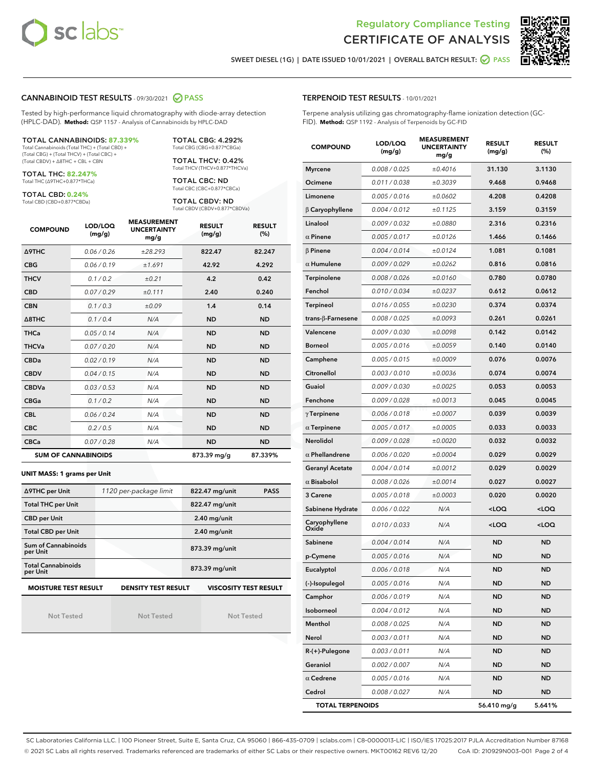# Regulatory Compliance Testing
# CERTIFICATE OF ANALYSIS

SWEET DIESEL (1G) | DATE ISSUED 10/01/2021 | OVERALL BATCH RESULT: PASS

## CANNABINOID TEST RESULTS - 09/30/2021 PASS

Tested by high-performance liquid chromatography with diode-array detection (HPLC-DAD). **Method:** QSP 1157 - Analysis of Cannabinoids by HPLC-DAD

**TOTAL CANNABINOIDS: 87.339%**
Total Cannabinoids (Total THC) + (Total CBD) + (Total CBG) + (Total THCV) + (Total CBC) + (Total CBDV) + Δ8THC + CBL + CBN

**TOTAL THC: 82.247%**
Total THC (Δ9THC+0.877*THCa)

**TOTAL CBD: 0.24%**
Total CBD (CBD+0.877*CBDa)

**TOTAL CBG: 4.292%**
Total CBG (CBG+0.877*CBGa)

**TOTAL THCV: 0.42%**
Total THCV (THCV+0.877*THCVa)

**TOTAL CBC: ND**
Total CBC (CBC+0.877*CBCa)

**TOTAL CBDV: ND**
Total CBDV (CBDV+0.877*CBDVa)

| COMPOUND | LOD/LOQ (mg/g) | MEASUREMENT UNCERTAINTY mg/g | RESULT (mg/g) | RESULT (%) |
|---|---|---|---|---|
| Δ9THC | 0.06 / 0.26 | ±28.293 | 822.47 | 82.247 |
| CBG | 0.06 / 0.19 | ±1.691 | 42.92 | 4.292 |
| THCV | 0.1 / 0.2 | ±0.21 | 4.2 | 0.42 |
| CBD | 0.07 / 0.29 | ±0.111 | 2.40 | 0.240 |
| CBN | 0.1 / 0.3 | ±0.09 | 1.4 | 0.14 |
| Δ8THC | 0.1 / 0.4 | N/A | ND | ND |
| THCa | 0.05 / 0.14 | N/A | ND | ND |
| THCVa | 0.07 / 0.20 | N/A | ND | ND |
| CBDa | 0.02 / 0.19 | N/A | ND | ND |
| CBDV | 0.04 / 0.15 | N/A | ND | ND |
| CBDVa | 0.03 / 0.53 | N/A | ND | ND |
| CBGa | 0.1 / 0.2 | N/A | ND | ND |
| CBL | 0.06 / 0.24 | N/A | ND | ND |
| CBC | 0.2 / 0.5 | N/A | ND | ND |
| CBCa | 0.07 / 0.28 | N/A | ND | ND |
| **SUM OF CANNABINOIDS** | | | 873.39 mg/g | 87.339% |

**UNIT MASS: 1 grams per Unit**

| | | | |
|---|---|---|---|
| Δ9THC per Unit | 1120 per-package limit | 822.47 mg/unit | PASS |
| Total THC per Unit | | 822.47 mg/unit | |
| CBD per Unit | | 2.40 mg/unit | |
| Total CBD per Unit | | 2.40 mg/unit | |
| Sum of Cannabinoids per Unit | | 873.39 mg/unit | |
| Total Cannabinoids per Unit | | 873.39 mg/unit | |

| MOISTURE TEST RESULT | DENSITY TEST RESULT | VISCOSITY TEST RESULT |
|---|---|---|
| Not Tested | Not Tested | Not Tested |

## TERPENOID TEST RESULTS - 10/01/2021

Terpene analysis utilizing gas chromatography-flame ionization detection (GC-FID). **Method:** QSP 1192 - Analysis of Terpenoids by GC-FID

| COMPOUND | LOD/LOQ (mg/g) | MEASUREMENT UNCERTAINTY mg/g | RESULT (mg/g) | RESULT (%) |
|---|---|---|---|---|
| Myrcene | 0.008 / 0.025 | ±0.4016 | 31.130 | 3.1130 |
| Ocimene | 0.011 / 0.038 | ±0.3039 | 9.468 | 0.9468 |
| Limonene | 0.005 / 0.016 | ±0.0602 | 4.208 | 0.4208 |
| β Caryophyllene | 0.004 / 0.012 | ±0.1125 | 3.159 | 0.3159 |
| Linalool | 0.009 / 0.032 | ±0.0880 | 2.316 | 0.2316 |
| α Pinene | 0.005 / 0.017 | ±0.0126 | 1.466 | 0.1466 |
| β Pinene | 0.004 / 0.014 | ±0.0124 | 1.081 | 0.1081 |
| α Humulene | 0.009 / 0.029 | ±0.0262 | 0.816 | 0.0816 |
| Terpinolene | 0.008 / 0.026 | ±0.0160 | 0.780 | 0.0780 |
| Fenchol | 0.010 / 0.034 | ±0.0237 | 0.612 | 0.0612 |
| Terpineol | 0.016 / 0.055 | ±0.0230 | 0.374 | 0.0374 |
| trans-β-Farnesene | 0.008 / 0.025 | ±0.0093 | 0.261 | 0.0261 |
| Valencene | 0.009 / 0.030 | ±0.0098 | 0.142 | 0.0142 |
| Borneol | 0.005 / 0.016 | ±0.0059 | 0.140 | 0.0140 |
| Camphene | 0.005 / 0.015 | ±0.0009 | 0.076 | 0.0076 |
| Citronellol | 0.003 / 0.010 | ±0.0036 | 0.074 | 0.0074 |
| Guaiol | 0.009 / 0.030 | ±0.0025 | 0.053 | 0.0053 |
| Fenchone | 0.009 / 0.028 | ±0.0013 | 0.045 | 0.0045 |
| γ Terpinene | 0.006 / 0.018 | ±0.0007 | 0.039 | 0.0039 |
| α Terpinene | 0.005 / 0.017 | ±0.0005 | 0.033 | 0.0033 |
| Nerolidol | 0.009 / 0.028 | ±0.0020 | 0.032 | 0.0032 |
| α Phellandrene | 0.006 / 0.020 | ±0.0004 | 0.029 | 0.0029 |
| Geranyl Acetate | 0.004 / 0.014 | ±0.0012 | 0.029 | 0.0029 |
| α Bisabolol | 0.008 / 0.026 | ±0.0014 | 0.027 | 0.0027 |
| 3 Carene | 0.005 / 0.018 | ±0.0003 | 0.020 | 0.0020 |
| Sabinene Hydrate | 0.006 / 0.022 | N/A | <LOQ | <LOQ |
| Caryophyllene Oxide | 0.010 / 0.033 | N/A | <LOQ | <LOQ |
| Sabinene | 0.004 / 0.014 | N/A | ND | ND |
| p-Cymene | 0.005 / 0.016 | N/A | ND | ND |
| Eucalyptol | 0.006 / 0.018 | N/A | ND | ND |
| (-)-Isopulegol | 0.005 / 0.016 | N/A | ND | ND |
| Camphor | 0.006 / 0.019 | N/A | ND | ND |
| Isoborneol | 0.004 / 0.012 | N/A | ND | ND |
| Menthol | 0.008 / 0.025 | N/A | ND | ND |
| Nerol | 0.003 / 0.011 | N/A | ND | ND |
| R-(+)-Pulegone | 0.003 / 0.011 | N/A | ND | ND |
| Geraniol | 0.002 / 0.007 | N/A | ND | ND |
| α Cedrene | 0.005 / 0.016 | N/A | ND | ND |
| Cedrol | 0.008 / 0.027 | N/A | ND | ND |
| **TOTAL TERPENOIDS** | | | 56.410 mg/g | 5.641% |

SC Laboratories California LLC. | 100 Pioneer Street, Suite E, Santa Cruz, CA 95060 | 866-435-0709 | sclabs.com | C8-0000013-LIC | ISO/IES 17025:2017 PJLA Accreditation Number 87168
© 2021 SC Labs all rights reserved. Trademarks referenced are trademarks of either SC Labs or their respective owners. MKT00162 REV6 12/20 CoA ID: 210929N003-001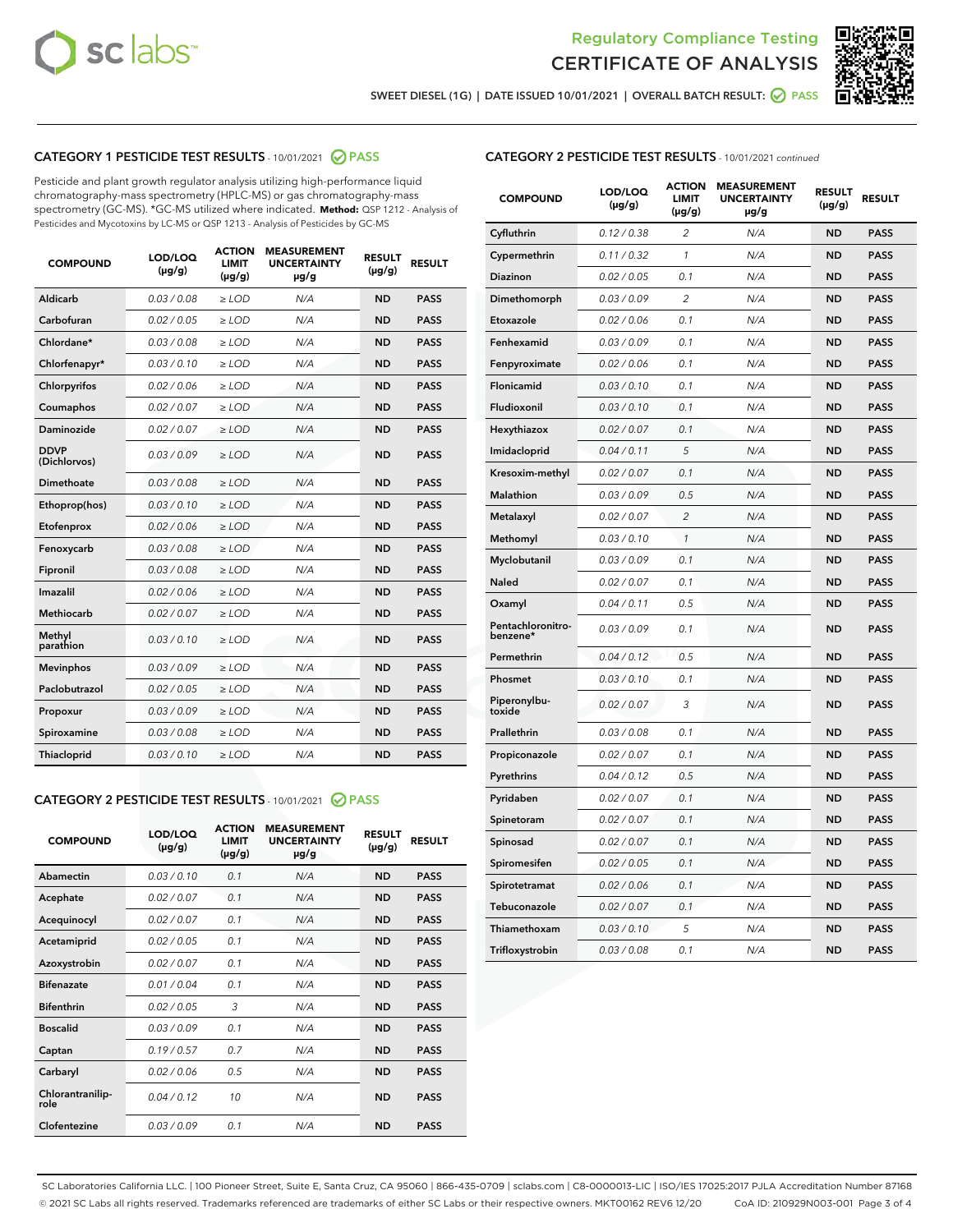# Regulatory Compliance Testing
# CERTIFICATE OF ANALYSIS

SWEET DIESEL (1G) | DATE ISSUED 10/01/2021 | OVERALL BATCH RESULT: PASS

## CATEGORY 1 PESTICIDE TEST RESULTS - 10/01/2021 PASS

Pesticide and plant growth regulator analysis utilizing high-performance liquid chromatography-mass spectrometry (HPLC-MS) or gas chromatography-mass spectrometry (GC-MS). *GC-MS utilized where indicated. **Method:** QSP 1212 - Analysis of Pesticides and Mycotoxins by LC-MS or QSP 1213 - Analysis of Pesticides by GC-MS

| COMPOUND | LOD/LOQ (µg/g) | ACTION LIMIT (µg/g) | MEASUREMENT UNCERTAINTY µg/g | RESULT (µg/g) | RESULT |
|---|---|---|---|---|---|
| Aldicarb | 0.03 / 0.08 | ≥ LOD | N/A | ND | PASS |
| Carbofuran | 0.02 / 0.05 | ≥ LOD | N/A | ND | PASS |
| Chlordane* | 0.03 / 0.08 | ≥ LOD | N/A | ND | PASS |
| Chlorfenapyr* | 0.03 / 0.10 | ≥ LOD | N/A | ND | PASS |
| Chlorpyrifos | 0.02 / 0.06 | ≥ LOD | N/A | ND | PASS |
| Coumaphos | 0.02 / 0.07 | ≥ LOD | N/A | ND | PASS |
| Daminozide | 0.02 / 0.07 | ≥ LOD | N/A | ND | PASS |
| DDVP (Dichlorvos) | 0.03 / 0.09 | ≥ LOD | N/A | ND | PASS |
| Dimethoate | 0.03 / 0.08 | ≥ LOD | N/A | ND | PASS |
| Ethoprop(hos) | 0.03 / 0.10 | ≥ LOD | N/A | ND | PASS |
| Etofenprox | 0.02 / 0.06 | ≥ LOD | N/A | ND | PASS |
| Fenoxycarb | 0.03 / 0.08 | ≥ LOD | N/A | ND | PASS |
| Fipronil | 0.03 / 0.08 | ≥ LOD | N/A | ND | PASS |
| Imazalil | 0.02 / 0.06 | ≥ LOD | N/A | ND | PASS |
| Methiocarb | 0.02 / 0.07 | ≥ LOD | N/A | ND | PASS |
| Methyl parathion | 0.03 / 0.10 | ≥ LOD | N/A | ND | PASS |
| Mevinphos | 0.03 / 0.09 | ≥ LOD | N/A | ND | PASS |
| Paclobutrazol | 0.02 / 0.05 | ≥ LOD | N/A | ND | PASS |
| Propoxur | 0.03 / 0.09 | ≥ LOD | N/A | ND | PASS |
| Spiroxamine | 0.03 / 0.08 | ≥ LOD | N/A | ND | PASS |
| Thiacloprid | 0.03 / 0.10 | ≥ LOD | N/A | ND | PASS |

## CATEGORY 2 PESTICIDE TEST RESULTS - 10/01/2021 PASS

| COMPOUND | LOD/LOQ (µg/g) | ACTION LIMIT (µg/g) | MEASUREMENT UNCERTAINTY µg/g | RESULT (µg/g) | RESULT |
|---|---|---|---|---|---|
| Abamectin | 0.03 / 0.10 | 0.1 | N/A | ND | PASS |
| Acephate | 0.02 / 0.07 | 0.1 | N/A | ND | PASS |
| Acequinocyl | 0.02 / 0.07 | 0.1 | N/A | ND | PASS |
| Acetamiprid | 0.02 / 0.05 | 0.1 | N/A | ND | PASS |
| Azoxystrobin | 0.02 / 0.07 | 0.1 | N/A | ND | PASS |
| Bifenazate | 0.01 / 0.04 | 0.1 | N/A | ND | PASS |
| Bifenthrin | 0.02 / 0.05 | 3 | N/A | ND | PASS |
| Boscalid | 0.03 / 0.09 | 0.1 | N/A | ND | PASS |
| Captan | 0.19 / 0.57 | 0.7 | N/A | ND | PASS |
| Carbaryl | 0.02 / 0.06 | 0.5 | N/A | ND | PASS |
| Chlorantraniliprole | 0.04 / 0.12 | 10 | N/A | ND | PASS |
| Clofentezine | 0.03 / 0.09 | 0.1 | N/A | ND | PASS |
| Cyfluthrin | 0.12 / 0.38 | 2 | N/A | ND | PASS |
| Cypermethrin | 0.11 / 0.32 | 1 | N/A | ND | PASS |
| Diazinon | 0.02 / 0.05 | 0.1 | N/A | ND | PASS |
| Dimethomorph | 0.03 / 0.09 | 2 | N/A | ND | PASS |
| Etoxazole | 0.02 / 0.06 | 0.1 | N/A | ND | PASS |
| Fenhexamid | 0.03 / 0.09 | 0.1 | N/A | ND | PASS |
| Fenpyroximate | 0.02 / 0.06 | 0.1 | N/A | ND | PASS |
| Flonicamid | 0.03 / 0.10 | 0.1 | N/A | ND | PASS |
| Fludioxonil | 0.03 / 0.10 | 0.1 | N/A | ND | PASS |
| Hexythiazox | 0.02 / 0.07 | 0.1 | N/A | ND | PASS |
| Imidacloprid | 0.04 / 0.11 | 5 | N/A | ND | PASS |
| Kresoxim-methyl | 0.02 / 0.07 | 0.1 | N/A | ND | PASS |
| Malathion | 0.03 / 0.09 | 0.5 | N/A | ND | PASS |
| Metalaxyl | 0.02 / 0.07 | 2 | N/A | ND | PASS |
| Methomyl | 0.03 / 0.10 | 1 | N/A | ND | PASS |
| Myclobutanil | 0.03 / 0.09 | 0.1 | N/A | ND | PASS |
| Naled | 0.02 / 0.07 | 0.1 | N/A | ND | PASS |
| Oxamyl | 0.04 / 0.11 | 0.5 | N/A | ND | PASS |
| Pentachloronitrobenzene* | 0.03 / 0.09 | 0.1 | N/A | ND | PASS |
| Permethrin | 0.04 / 0.12 | 0.5 | N/A | ND | PASS |
| Phosmet | 0.03 / 0.10 | 0.1 | N/A | ND | PASS |
| Piperonylbutoxide | 0.02 / 0.07 | 3 | N/A | ND | PASS |
| Prallethrin | 0.03 / 0.08 | 0.1 | N/A | ND | PASS |
| Propiconazole | 0.02 / 0.07 | 0.1 | N/A | ND | PASS |
| Pyrethrins | 0.04 / 0.12 | 0.5 | N/A | ND | PASS |
| Pyridaben | 0.02 / 0.07 | 0.1 | N/A | ND | PASS |
| Spinetoram | 0.02 / 0.07 | 0.1 | N/A | ND | PASS |
| Spinosad | 0.02 / 0.07 | 0.1 | N/A | ND | PASS |
| Spiromesifen | 0.02 / 0.05 | 0.1 | N/A | ND | PASS |
| Spirotetramat | 0.02 / 0.06 | 0.1 | N/A | ND | PASS |
| Tebuconazole | 0.02 / 0.07 | 0.1 | N/A | ND | PASS |
| Thiamethoxam | 0.03 / 0.10 | 5 | N/A | ND | PASS |
| Trifloxystrobin | 0.03 / 0.08 | 0.1 | N/A | ND | PASS |

SC Laboratories California LLC. | 100 Pioneer Street, Suite E, Santa Cruz, CA 95060 | 866-435-0709 | sclabs.com | C8-0000013-LIC | ISO/IES 17025:2017 PJLA Accreditation Number 87168
© 2021 SC Labs all rights reserved. Trademarks referenced are trademarks of either SC Labs or their respective owners. MKT00162 REV6 12/20 CoA ID: 210929N003-001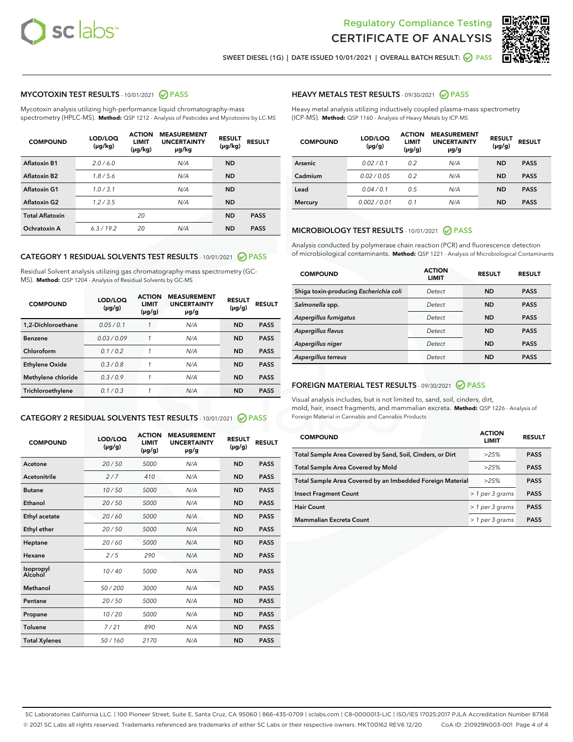Regulatory Compliance Testing

# CERTIFICATE OF ANALYSIS

SWEET DIESEL (1G) | DATE ISSUED 10/01/2021 | OVERALL BATCH RESULT: PASS

## MYCOTOXIN TEST RESULTS - 10/01/2021 PASS

Mycotoxin analysis utilizing high-performance liquid chromatography-mass spectrometry (HPLC-MS). **Method:** QSP 1212 - Analysis of Pesticides and Mycotoxins by LC-MS

| COMPOUND | LOD/LOQ (µg/kg) | ACTION LIMIT (µg/kg) | MEASUREMENT UNCERTAINTY µg/kg | RESULT (µg/kg) | RESULT |
|---|---|---|---|---|---|
| Aflatoxin B1 | 2.0 / 6.0 | | N/A | ND | |
| Aflatoxin B2 | 1.8 / 5.6 | | N/A | ND | |
| Aflatoxin G1 | 1.0 / 3.1 | | N/A | ND | |
| Aflatoxin G2 | 1.2 / 3.5 | | N/A | ND | |
| Total Aflatoxin | | 20 | | ND | PASS |
| Ochratoxin A | 6.3 / 19.2 | 20 | N/A | ND | PASS |

## CATEGORY 1 RESIDUAL SOLVENTS TEST RESULTS - 10/01/2021 PASS

Residual Solvent analysis utilizing gas chromatography-mass spectrometry (GC-MS). **Method:** QSP 1204 - Analysis of Residual Solvents by GC-MS

| COMPOUND | LOD/LOQ (µg/g) | ACTION LIMIT (µg/g) | MEASUREMENT UNCERTAINTY µg/g | RESULT (µg/g) | RESULT |
|---|---|---|---|---|---|
| 1,2-Dichloroethane | 0.05 / 0.1 | 1 | N/A | ND | PASS |
| Benzene | 0.03 / 0.09 | 1 | N/A | ND | PASS |
| Chloroform | 0.1 / 0.2 | 1 | N/A | ND | PASS |
| Ethylene Oxide | 0.3 / 0.8 | 1 | N/A | ND | PASS |
| Methylene chloride | 0.3 / 0.9 | 1 | N/A | ND | PASS |
| Trichloroethylene | 0.1 / 0.3 | 1 | N/A | ND | PASS |

## CATEGORY 2 RESIDUAL SOLVENTS TEST RESULTS - 10/01/2021 PASS

| COMPOUND | LOD/LOQ (µg/g) | ACTION LIMIT (µg/g) | MEASUREMENT UNCERTAINTY µg/g | RESULT (µg/g) | RESULT |
|---|---|---|---|---|---|
| Acetone | 20 / 50 | 5000 | N/A | ND | PASS |
| Acetonitrile | 2 / 7 | 410 | N/A | ND | PASS |
| Butane | 10 / 50 | 5000 | N/A | ND | PASS |
| Ethanol | 20 / 50 | 5000 | N/A | ND | PASS |
| Ethyl acetate | 20 / 60 | 5000 | N/A | ND | PASS |
| Ethyl ether | 20 / 50 | 5000 | N/A | ND | PASS |
| Heptane | 20 / 60 | 5000 | N/A | ND | PASS |
| Hexane | 2 / 5 | 290 | N/A | ND | PASS |
| Isopropyl Alcohol | 10 / 40 | 5000 | N/A | ND | PASS |
| Methanol | 50 / 200 | 3000 | N/A | ND | PASS |
| Pentane | 20 / 50 | 5000 | N/A | ND | PASS |
| Propane | 10 / 20 | 5000 | N/A | ND | PASS |
| Toluene | 7 / 21 | 890 | N/A | ND | PASS |
| Total Xylenes | 50 / 160 | 2170 | N/A | ND | PASS |

## HEAVY METALS TEST RESULTS - 09/30/2021 PASS

Heavy metal analysis utilizing inductively coupled plasma-mass spectrometry (ICP-MS). **Method:** QSP 1160 - Analysis of Heavy Metals by ICP-MS

| COMPOUND | LOD/LOQ (µg/g) | ACTION LIMIT (µg/g) | MEASUREMENT UNCERTAINTY µg/g | RESULT (µg/g) | RESULT |
|---|---|---|---|---|---|
| Arsenic | 0.02 / 0.1 | 0.2 | N/A | ND | PASS |
| Cadmium | 0.02 / 0.05 | 0.2 | N/A | ND | PASS |
| Lead | 0.04 / 0.1 | 0.5 | N/A | ND | PASS |
| Mercury | 0.002 / 0.01 | 0.1 | N/A | ND | PASS |

## MICROBIOLOGY TEST RESULTS - 10/01/2021 PASS

Analysis conducted by polymerase chain reaction (PCR) and fluorescence detection of microbiological contaminants. **Method:** QSP 1221 - Analysis of Microbiological Contaminants

| COMPOUND | ACTION LIMIT | RESULT | RESULT |
|---|---|---|---|
| Shiga toxin-producing *Escherichia coli* | Detect | ND | PASS |
| *Salmonella* spp. | Detect | ND | PASS |
| *Aspergillus fumigatus* | Detect | ND | PASS |
| *Aspergillus flavus* | Detect | ND | PASS |
| *Aspergillus niger* | Detect | ND | PASS |
| *Aspergillus terreus* | Detect | ND | PASS |

## FOREIGN MATERIAL TEST RESULTS - 09/30/2021 PASS

Visual analysis includes, but is not limited to, sand, soil, cinders, dirt, mold, hair, insect fragments, and mammalian excreta. **Method:** QSP 1226 - Analysis of Foreign Material in Cannabis and Cannabis Products

| COMPOUND | ACTION LIMIT | RESULT |
|---|---|---|
| Total Sample Area Covered by Sand, Soil, Cinders, or Dirt | >25% | PASS |
| Total Sample Area Covered by Mold | >25% | PASS |
| Total Sample Area Covered by an Imbedded Foreign Material | >25% | PASS |
| Insect Fragment Count | > 1 per 3 grams | PASS |
| Hair Count | > 1 per 3 grams | PASS |
| Mammalian Excreta Count | > 1 per 3 grams | PASS |

SC Laboratories California LLC. | 100 Pioneer Street, Suite E, Santa Cruz, CA 95060 | 866-435-0709 | sclabs.com | C8-0000013-LIC | ISO/IES 17025:2017 PJLA Accreditation Number 87168
© 2021 SC Labs all rights reserved. Trademarks referenced are trademarks of either SC Labs or their respective owners. MKT00162 REV6 12/20 CoA ID: 210929N003-001